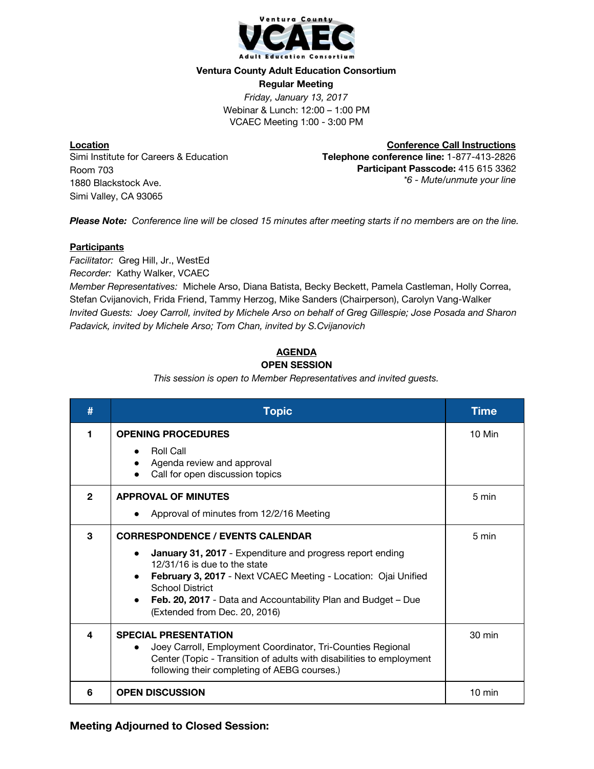Ventura County
**VCAEC**
Adult Education Consortium

**Ventura County Adult Education Consortium**

**Regular Meeting**

*Friday, January 13, 2017*

Webinar & Lunch: 12:00 – 1:00 PM

VCAEC Meeting 1:00 - 3:00 PM

**Location**

Simi Institute for Careers & Education
Room 703
1880 Blackstock Ave.
Simi Valley, CA 93065

**Conference Call Instructions**

**Telephone conference line:** 1-877-413-2826
**Participant Passcode:** 415 615 3362
*\*6 - Mute/unmute your line*

***Please Note:*** *Conference line will be closed 15 minutes after meeting starts if no members are on the line.*

**Participants**

*Facilitator:* Greg Hill, Jr., WestEd
*Recorder:* Kathy Walker, VCAEC
*Member Representatives:* Michele Arso, Diana Batista, Becky Beckett, Pamela Castleman, Holly Correa, Stefan Cvijanovich, Frida Friend, Tammy Herzog, Mike Sanders (Chairperson), Carolyn Vang-Walker
*Invited Guests: Joey Carroll, invited by Michele Arso on behalf of Greg Gillespie; Jose Posada and Sharon Padavick, invited by Michele Arso; Tom Chan, invited by S.Cvijanovich*

## AGENDA

### OPEN SESSION

*This session is open to Member Representatives and invited guests.*

| # | Topic | Time |
|---|---|---|
| 1 | **OPENING PROCEDURES**<br>• Roll Call<br>• Agenda review and approval<br>• Call for open discussion topics | 10 Min |
| 2 | **APPROVAL OF MINUTES**<br>• Approval of minutes from 12/2/16 Meeting | 5 min |
| 3 | **CORRESPONDENCE / EVENTS CALENDAR**<br>• **January 31, 2017** - Expenditure and progress report ending 12/31/16 is due to the state<br>• **February 3, 2017** - Next VCAEC Meeting - Location: Ojai Unified School District<br>• **Feb. 20, 2017** - Data and Accountability Plan and Budget – Due (Extended from Dec. 20, 2016) | 5 min |
| 4 | **SPECIAL PRESENTATION**<br>• Joey Carroll, Employment Coordinator, Tri-Counties Regional Center (Topic - Transition of adults with disabilities to employment following their completing of AEBG courses.) | 30 min |
| 6 | **OPEN DISCUSSION** | 10 min |

### Meeting Adjourned to Closed Session: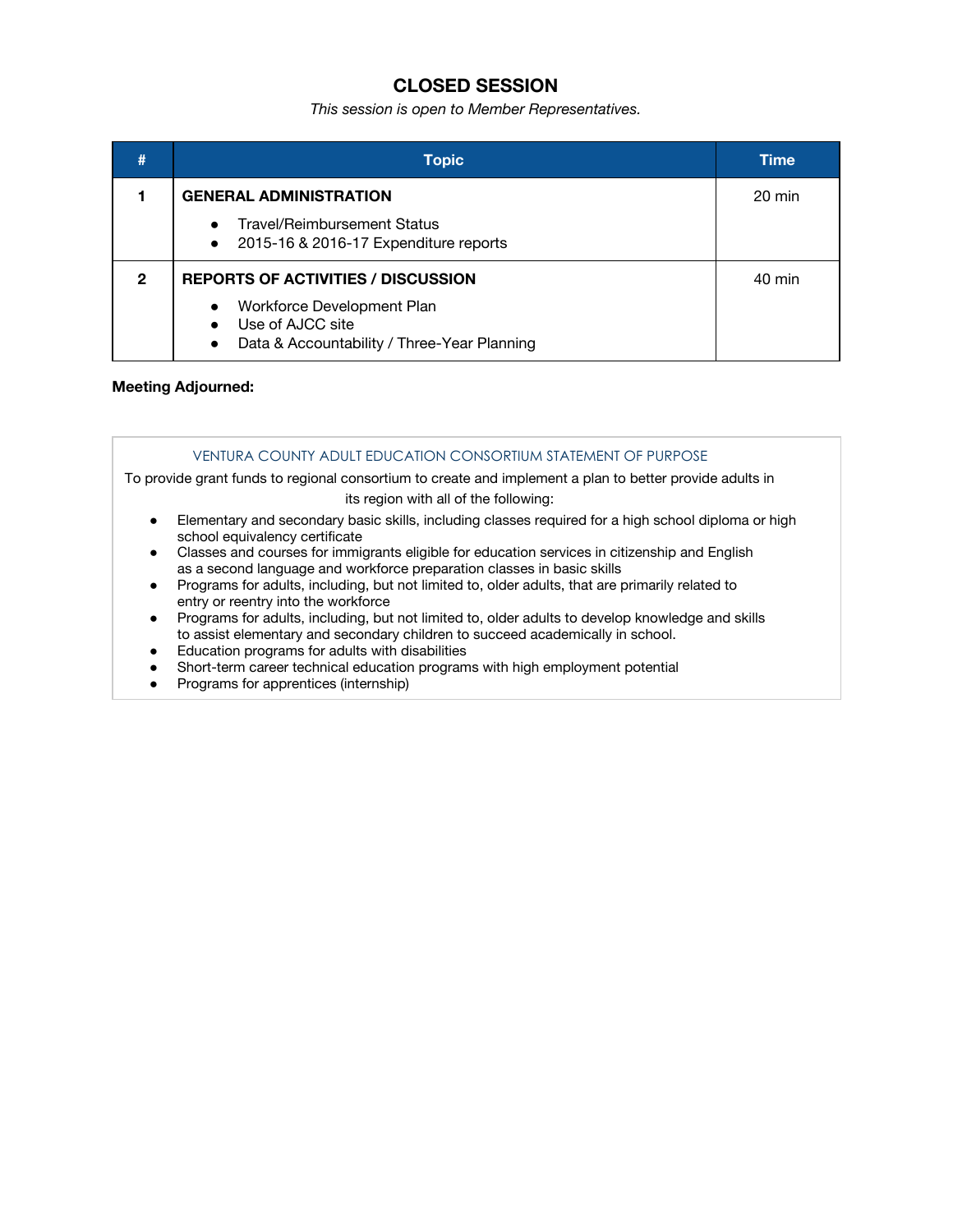## CLOSED SESSION

*This session is open to Member Representatives.*

| # | Topic | Time |
|---|---|---|
| 1 | **GENERAL ADMINISTRATION**<br>● Travel/Reimbursement Status<br>● 2015-16 & 2016-17 Expenditure reports | 20 min |
| 2 | **REPORTS OF ACTIVITIES / DISCUSSION**<br>● Workforce Development Plan<br>● Use of AJCC site<br>● Data & Accountability / Three-Year Planning | 40 min |

**Meeting Adjourned:**

VENTURA COUNTY ADULT EDUCATION CONSORTIUM STATEMENT OF PURPOSE

To provide grant funds to regional consortium to create and implement a plan to better provide adults in its region with all of the following:

- Elementary and secondary basic skills, including classes required for a high school diploma or high school equivalency certificate
- Classes and courses for immigrants eligible for education services in citizenship and English as a second language and workforce preparation classes in basic skills
- Programs for adults, including, but not limited to, older adults, that are primarily related to entry or reentry into the workforce
- Programs for adults, including, but not limited to, older adults to develop knowledge and skills to assist elementary and secondary children to succeed academically in school.
- Education programs for adults with disabilities
- Short-term career technical education programs with high employment potential
- Programs for apprentices (internship)